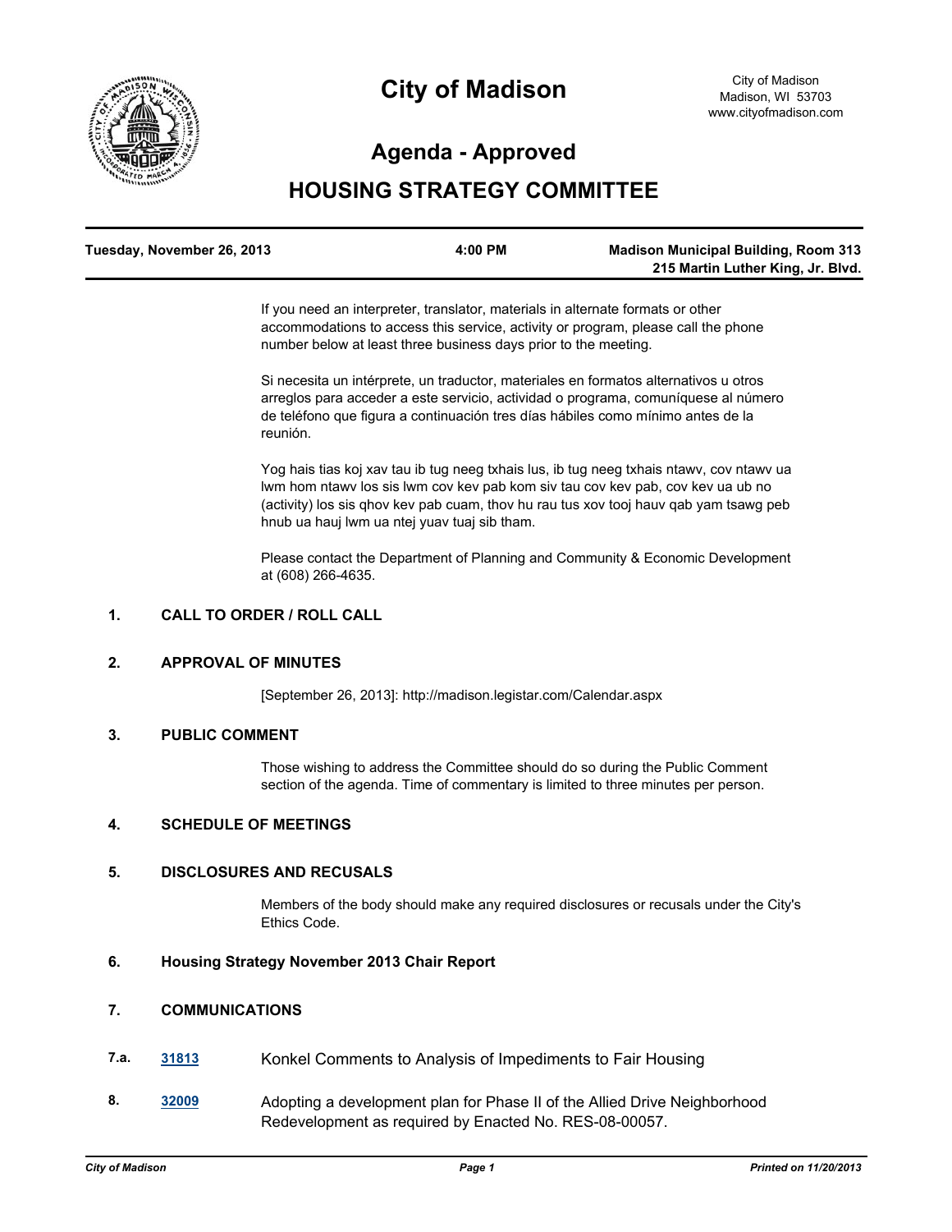# City of Madison

City of Madison
Madison, WI 53703
www.cityofmadison.com

## Agenda - Approved

## HOUSING STRATEGY COMMITTEE

**Tuesday, November 26, 2013** **4:00 PM** **Madison Municipal Building, Room 313**
**215 Martin Luther King, Jr. Blvd.**

If you need an interpreter, translator, materials in alternate formats or other accommodations to access this service, activity or program, please call the phone number below at least three business days prior to the meeting.

Si necesita un intérprete, un traductor, materiales en formatos alternativos u otros arreglos para acceder a este servicio, actividad o programa, comuníquese al número de teléfono que figura a continuación tres días hábiles como mínimo antes de la reunión.

Yog hais tias koj xav tau ib tug neeg txhais lus, ib tug neeg txhais ntawv, cov ntawv ua lwm hom ntawv los sis lwm cov kev pab kom siv tau cov kev pab, cov kev ua ub no (activity) los sis qhov kev pab cuam, thov hu rau tus xov tooj hauv qab yam tsawg peb hnub ua hauj lwm ua ntej yuav tuaj sib tham.

Please contact the Department of Planning and Community & Economic Development at (608) 266-4635.

**1. CALL TO ORDER / ROLL CALL**

**2. APPROVAL OF MINUTES**

[September 26, 2013]: http://madison.legistar.com/Calendar.aspx

**3. PUBLIC COMMENT**

Those wishing to address the Committee should do so during the Public Comment section of the agenda. Time of commentary is limited to three minutes per person.

**4. SCHEDULE OF MEETINGS**

**5. DISCLOSURES AND RECUSALS**

Members of the body should make any required disclosures or recusals under the City's Ethics Code.

**6. Housing Strategy November 2013 Chair Report**

**7. COMMUNICATIONS**

**7.a.** **31813** Konkel Comments to Analysis of Impediments to Fair Housing

**8.** **32009** Adopting a development plan for Phase II of the Allied Drive Neighborhood Redevelopment as required by Enacted No. RES-08-00057.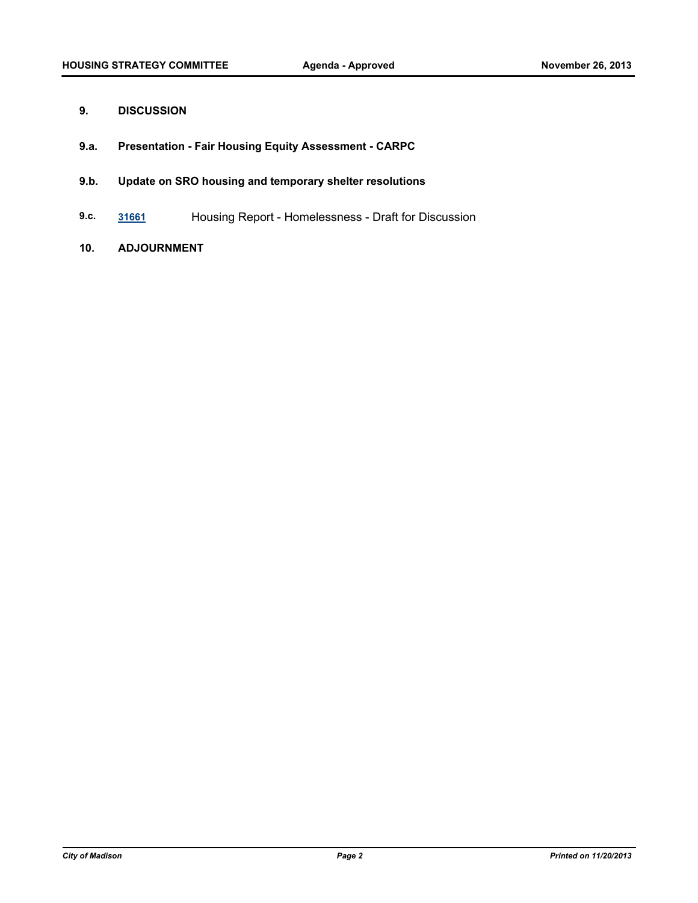## 9. DISCUSSION

**9.a. Presentation - Fair Housing Equity Assessment - CARPC**

**9.b. Update on SRO housing and temporary shelter resolutions**

**9.c.** 31661 Housing Report - Homelessness - Draft for Discussion

## 10. ADJOURNMENT